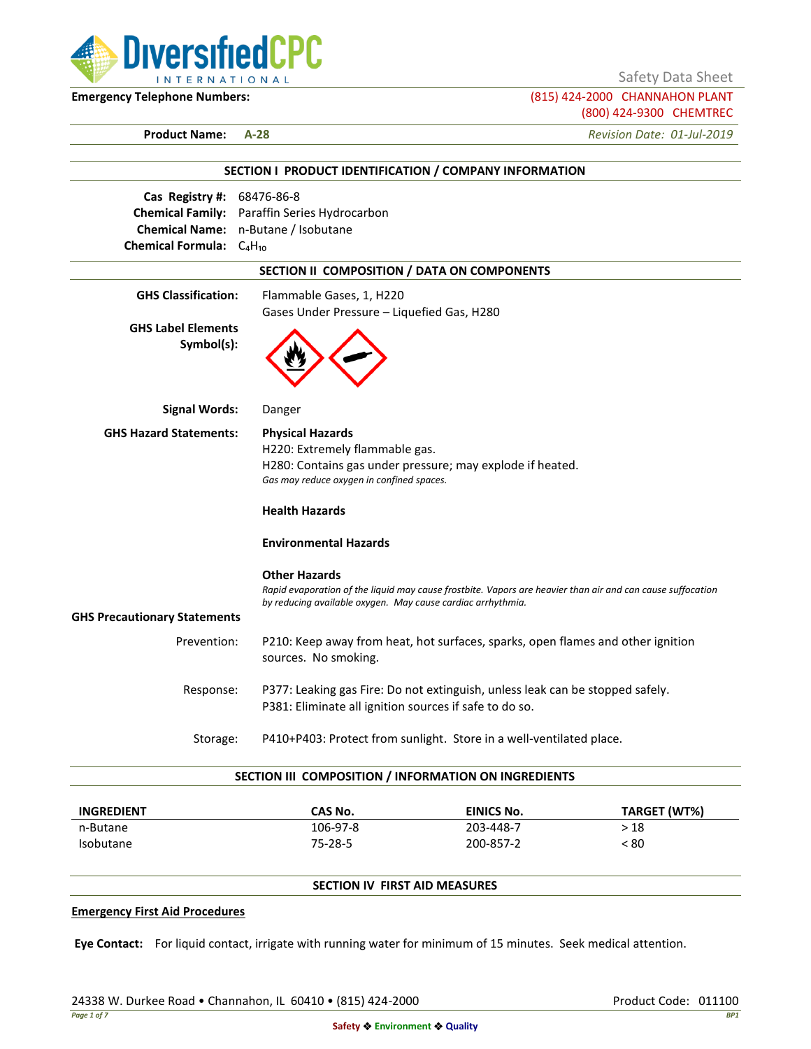Safety Data Sheet

**Emergency Telephone Numbers:** (815) 424-2000 CHANNAHON PLANT
(800) 424-9300 CHEMTREC

**Product Name:** **A-28** *Revision Date: 01-Jul-2019*

## SECTION I PRODUCT IDENTIFICATION / COMPANY INFORMATION

**Cas Registry #:** 68476-86-8
**Chemical Family:** Paraffin Series Hydrocarbon
**Chemical Name:** n-Butane / Isobutane
**Chemical Formula:** $C_4H_{10}$

## SECTION II COMPOSITION / DATA ON COMPONENTS

**GHS Classification:** Flammable Gases, 1, H220
Gases Under Pressure – Liquefied Gas, H280

**GHS Label Elements Symbol(s):**

**Signal Words:** Danger

**GHS Hazard Statements:**

**Physical Hazards**
H220: Extremely flammable gas.
H280: Contains gas under pressure; may explode if heated.
*Gas may reduce oxygen in confined spaces.*

**Health Hazards**

**Environmental Hazards**

**Other Hazards**
*Rapid evaporation of the liquid may cause frostbite. Vapors are heavier than air and can cause suffocation by reducing available oxygen. May cause cardiac arrhythmia.*

**GHS Precautionary Statements**

Prevention: P210: Keep away from heat, hot surfaces, sparks, open flames and other ignition sources. No smoking.

Response: P377: Leaking gas Fire: Do not extinguish, unless leak can be stopped safely.
P381: Eliminate all ignition sources if safe to do so.

Storage: P410+P403: Protect from sunlight. Store in a well-ventilated place.

## SECTION III COMPOSITION / INFORMATION ON INGREDIENTS

| INGREDIENT | CAS No. | EINICS No. | TARGET (WT%) |
|---|---|---|---|
| n-Butane | 106-97-8 | 203-448-7 | > 18 |
| Isobutane | 75-28-5 | 200-857-2 | < 80 |

## SECTION IV FIRST AID MEASURES

**Emergency First Aid Procedures**

**Eye Contact:** For liquid contact, irrigate with running water for minimum of 15 minutes. Seek medical attention.

24338 W. Durkee Road • Channahon, IL 60410 • (815) 424-2000 Product Code: 011100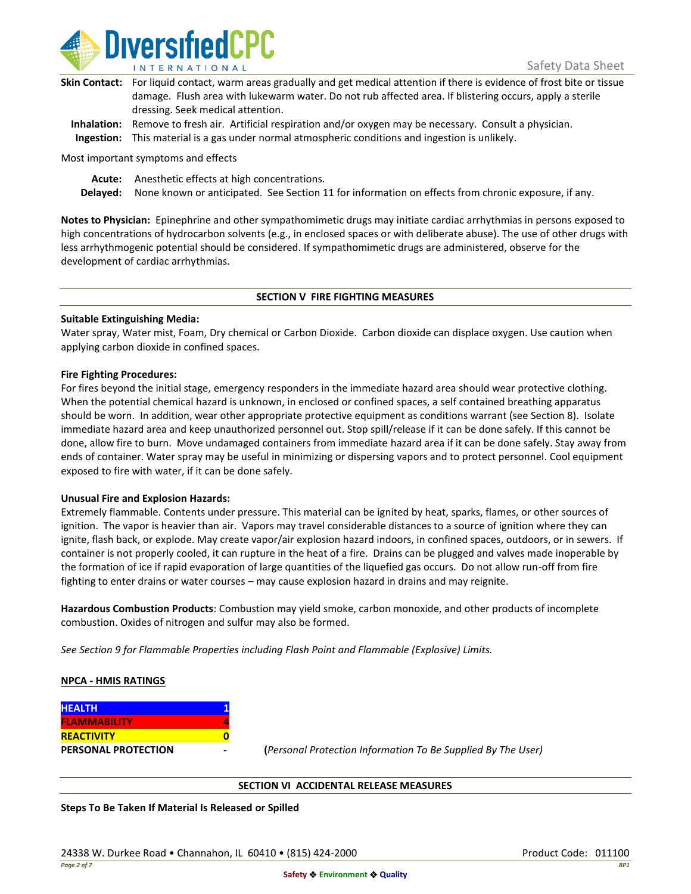**Skin Contact:** For liquid contact, warm areas gradually and get medical attention if there is evidence of frost bite or tissue damage. Flush area with lukewarm water. Do not rub affected area. If blistering occurs, apply a sterile dressing. Seek medical attention.

**Inhalation:** Remove to fresh air. Artificial respiration and/or oxygen may be necessary. Consult a physician.

**Ingestion:** This material is a gas under normal atmospheric conditions and ingestion is unlikely.

Most important symptoms and effects

**Acute:** Anesthetic effects at high concentrations.

**Delayed:** None known or anticipated. See Section 11 for information on effects from chronic exposure, if any.

**Notes to Physician:** Epinephrine and other sympathomimetic drugs may initiate cardiac arrhythmias in persons exposed to high concentrations of hydrocarbon solvents (e.g., in enclosed spaces or with deliberate abuse). The use of other drugs with less arrhythmogenic potential should be considered. If sympathomimetic drugs are administered, observe for the development of cardiac arrhythmias.

## SECTION V FIRE FIGHTING MEASURES

**Suitable Extinguishing Media:**

Water spray, Water mist, Foam, Dry chemical or Carbon Dioxide. Carbon dioxide can displace oxygen. Use caution when applying carbon dioxide in confined spaces.

**Fire Fighting Procedures:**

For fires beyond the initial stage, emergency responders in the immediate hazard area should wear protective clothing. When the potential chemical hazard is unknown, in enclosed or confined spaces, a self contained breathing apparatus should be worn. In addition, wear other appropriate protective equipment as conditions warrant (see Section 8). Isolate immediate hazard area and keep unauthorized personnel out. Stop spill/release if it can be done safely. If this cannot be done, allow fire to burn. Move undamaged containers from immediate hazard area if it can be done safely. Stay away from ends of container. Water spray may be useful in minimizing or dispersing vapors and to protect personnel. Cool equipment exposed to fire with water, if it can be done safely.

**Unusual Fire and Explosion Hazards:**

Extremely flammable. Contents under pressure. This material can be ignited by heat, sparks, flames, or other sources of ignition. The vapor is heavier than air. Vapors may travel considerable distances to a source of ignition where they can ignite, flash back, or explode. May create vapor/air explosion hazard indoors, in confined spaces, outdoors, or in sewers. If container is not properly cooled, it can rupture in the heat of a fire. Drains can be plugged and valves made inoperable by the formation of ice if rapid evaporation of large quantities of the liquefied gas occurs. Do not allow run-off from fire fighting to enter drains or water courses – may cause explosion hazard in drains and may reignite.

**Hazardous Combustion Products**: Combustion may yield smoke, carbon monoxide, and other products of incomplete combustion. Oxides of nitrogen and sulfur may also be formed.

*See Section 9 for Flammable Properties including Flash Point and Flammable (Explosive) Limits.*

**NPCA - HMIS RATINGS**

| | |
|---|---|
| **HEALTH** | **1** |
| **FLAMMABILITY** | **4** |
| **REACTIVITY** | **0** |
| **PERSONAL PROTECTION** | **-** |

(*Personal Protection Information To Be Supplied By The User)*

## SECTION VI ACCIDENTAL RELEASE MEASURES

**Steps To Be Taken If Material Is Released or Spilled**

24338 W. Durkee Road • Channahon, IL 60410 • (815) 424-2000

Product Code: 011100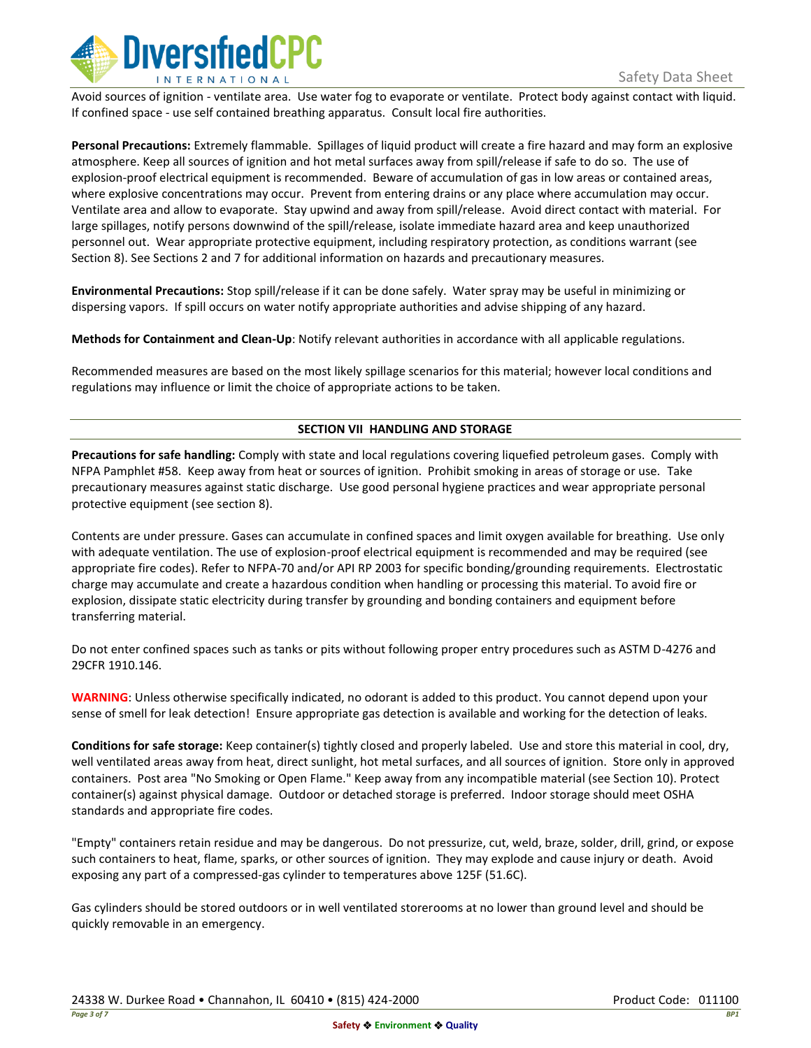Avoid sources of ignition - ventilate area. Use water fog to evaporate or ventilate. Protect body against contact with liquid. If confined space - use self contained breathing apparatus. Consult local fire authorities.

**Personal Precautions:** Extremely flammable. Spillages of liquid product will create a fire hazard and may form an explosive atmosphere. Keep all sources of ignition and hot metal surfaces away from spill/release if safe to do so. The use of explosion-proof electrical equipment is recommended. Beware of accumulation of gas in low areas or contained areas, where explosive concentrations may occur. Prevent from entering drains or any place where accumulation may occur. Ventilate area and allow to evaporate. Stay upwind and away from spill/release. Avoid direct contact with material. For large spillages, notify persons downwind of the spill/release, isolate immediate hazard area and keep unauthorized personnel out. Wear appropriate protective equipment, including respiratory protection, as conditions warrant (see Section 8). See Sections 2 and 7 for additional information on hazards and precautionary measures.

**Environmental Precautions:** Stop spill/release if it can be done safely. Water spray may be useful in minimizing or dispersing vapors. If spill occurs on water notify appropriate authorities and advise shipping of any hazard.

**Methods for Containment and Clean-Up**: Notify relevant authorities in accordance with all applicable regulations.

Recommended measures are based on the most likely spillage scenarios for this material; however local conditions and regulations may influence or limit the choice of appropriate actions to be taken.

## SECTION VII HANDLING AND STORAGE

**Precautions for safe handling:** Comply with state and local regulations covering liquefied petroleum gases. Comply with NFPA Pamphlet #58. Keep away from heat or sources of ignition. Prohibit smoking in areas of storage or use. Take precautionary measures against static discharge. Use good personal hygiene practices and wear appropriate personal protective equipment (see section 8).

Contents are under pressure. Gases can accumulate in confined spaces and limit oxygen available for breathing. Use only with adequate ventilation. The use of explosion-proof electrical equipment is recommended and may be required (see appropriate fire codes). Refer to NFPA-70 and/or API RP 2003 for specific bonding/grounding requirements. Electrostatic charge may accumulate and create a hazardous condition when handling or processing this material. To avoid fire or explosion, dissipate static electricity during transfer by grounding and bonding containers and equipment before transferring material.

Do not enter confined spaces such as tanks or pits without following proper entry procedures such as ASTM D-4276 and 29CFR 1910.146.

**WARNING**: Unless otherwise specifically indicated, no odorant is added to this product. You cannot depend upon your sense of smell for leak detection! Ensure appropriate gas detection is available and working for the detection of leaks.

**Conditions for safe storage:** Keep container(s) tightly closed and properly labeled. Use and store this material in cool, dry, well ventilated areas away from heat, direct sunlight, hot metal surfaces, and all sources of ignition. Store only in approved containers. Post area "No Smoking or Open Flame." Keep away from any incompatible material (see Section 10). Protect container(s) against physical damage. Outdoor or detached storage is preferred. Indoor storage should meet OSHA standards and appropriate fire codes.

"Empty" containers retain residue and may be dangerous. Do not pressurize, cut, weld, braze, solder, drill, grind, or expose such containers to heat, flame, sparks, or other sources of ignition. They may explode and cause injury or death. Avoid exposing any part of a compressed-gas cylinder to temperatures above 125F (51.6C).

Gas cylinders should be stored outdoors or in well ventilated storerooms at no lower than ground level and should be quickly removable in an emergency.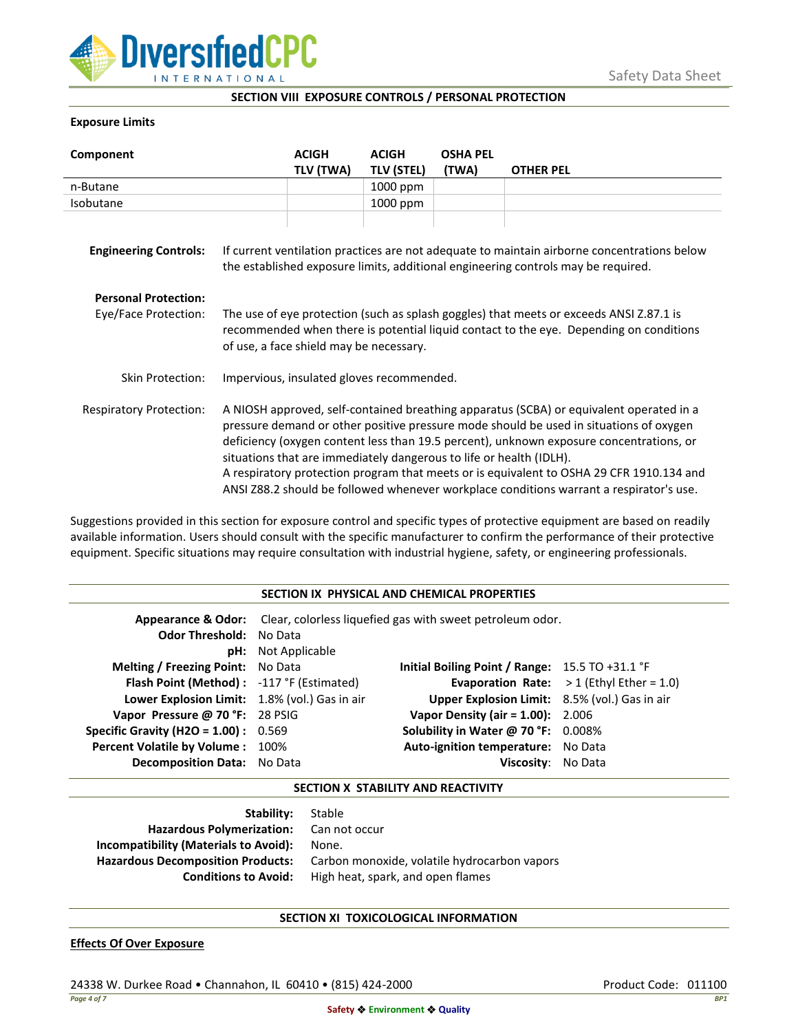## SECTION VIII EXPOSURE CONTROLS / PERSONAL PROTECTION

**Exposure Limits**

| Component | ACIGH TLV (TWA) | ACIGH TLV (STEL) | OSHA PEL (TWA) | OTHER PEL |
|---|---|---|---|---|
| n-Butane | | 1000 ppm | | |
| Isobutane | | 1000 ppm | | |

**Engineering Controls:** If current ventilation practices are not adequate to maintain airborne concentrations below the established exposure limits, additional engineering controls may be required.

**Personal Protection:**

Eye/Face Protection: The use of eye protection (such as splash goggles) that meets or exceeds ANSI Z.87.1 is recommended when there is potential liquid contact to the eye. Depending on conditions of use, a face shield may be necessary.

Skin Protection: Impervious, insulated gloves recommended.

Respiratory Protection: A NIOSH approved, self-contained breathing apparatus (SCBA) or equivalent operated in a pressure demand or other positive pressure mode should be used in situations of oxygen deficiency (oxygen content less than 19.5 percent), unknown exposure concentrations, or situations that are immediately dangerous to life or health (IDLH).
A respiratory protection program that meets or is equivalent to OSHA 29 CFR 1910.134 and ANSI Z88.2 should be followed whenever workplace conditions warrant a respirator's use.

Suggestions provided in this section for exposure control and specific types of protective equipment are based on readily available information. Users should consult with the specific manufacturer to confirm the performance of their protective equipment. Specific situations may require consultation with industrial hygiene, safety, or engineering professionals.

## SECTION IX PHYSICAL AND CHEMICAL PROPERTIES

**Appearance & Odor:** Clear, colorless liquefied gas with sweet petroleum odor.

| Property | Value | Property | Value |
|---|---|---|---|
| **Odor Threshold:** | No Data | | |
| **pH:** | Not Applicable | | |
| **Melting / Freezing Point:** | No Data | **Initial Boiling Point / Range:** | 15.5 TO +31.1 °F |
| **Flash Point (Method) :** | -117 °F (Estimated) | **Evaporation Rate:** | > 1 (Ethyl Ether = 1.0) |
| **Lower Explosion Limit:** | 1.8% (vol.) Gas in air | **Upper Explosion Limit:** | 8.5% (vol.) Gas in air |
| **Vapor Pressure @ 70 °F:** | 28 PSIG | **Vapor Density (air = 1.00):** | 2.006 |
| **Specific Gravity (H2O = 1.00) :** | 0.569 | **Solubility in Water @ 70 °F:** | 0.008% |
| **Percent Volatile by Volume :** | 100% | **Auto-ignition temperature:** | No Data |
| **Decomposition Data:** | No Data | **Viscosity:** | No Data |

## SECTION X STABILITY AND REACTIVITY

**Stability:** Stable
**Hazardous Polymerization:** Can not occur
**Incompatibility (Materials to Avoid):** None.
**Hazardous Decomposition Products:** Carbon monoxide, volatile hydrocarbon vapors
**Conditions to Avoid:** High heat, spark, and open flames

## SECTION XI TOXICOLOGICAL INFORMATION

**Effects Of Over Exposure**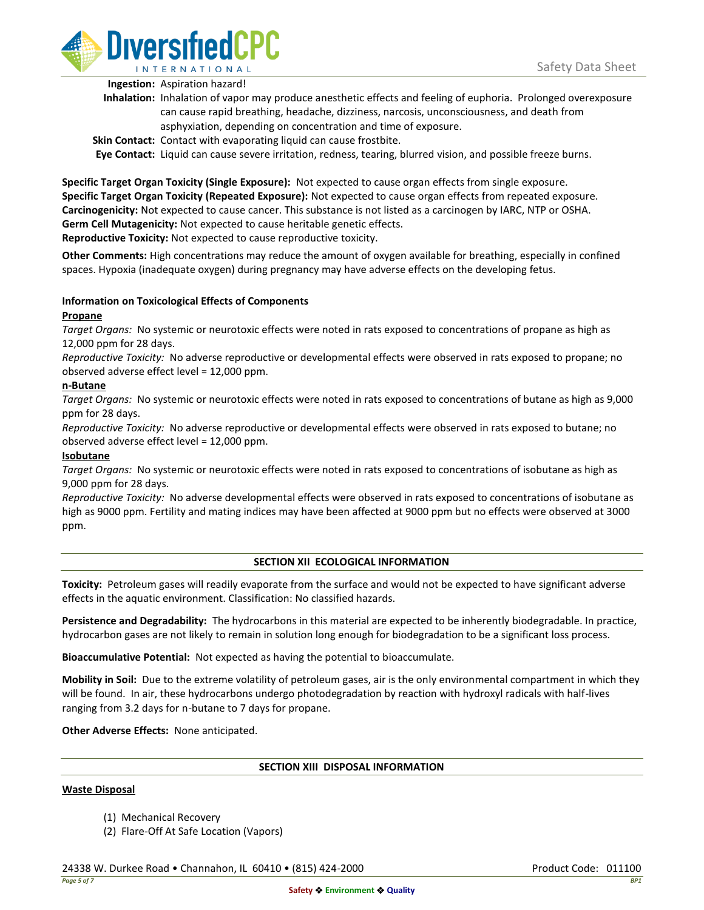**Ingestion:** Aspiration hazard!

**Inhalation:** Inhalation of vapor may produce anesthetic effects and feeling of euphoria. Prolonged overexposure can cause rapid breathing, headache, dizziness, narcosis, unconsciousness, and death from asphyxiation, depending on concentration and time of exposure.

**Skin Contact:** Contact with evaporating liquid can cause frostbite.

**Eye Contact:** Liquid can cause severe irritation, redness, tearing, blurred vision, and possible freeze burns.

**Specific Target Organ Toxicity (Single Exposure):** Not expected to cause organ effects from single exposure.
**Specific Target Organ Toxicity (Repeated Exposure):** Not expected to cause organ effects from repeated exposure.
**Carcinogenicity:** Not expected to cause cancer. This substance is not listed as a carcinogen by IARC, NTP or OSHA.
**Germ Cell Mutagenicity:** Not expected to cause heritable genetic effects.
**Reproductive Toxicity:** Not expected to cause reproductive toxicity.

**Other Comments:** High concentrations may reduce the amount of oxygen available for breathing, especially in confined spaces. Hypoxia (inadequate oxygen) during pregnancy may have adverse effects on the developing fetus.

**Information on Toxicological Effects of Components**

**Propane**

*Target Organs:* No systemic or neurotoxic effects were noted in rats exposed to concentrations of propane as high as 12,000 ppm for 28 days.

*Reproductive Toxicity:* No adverse reproductive or developmental effects were observed in rats exposed to propane; no observed adverse effect level = 12,000 ppm.

**n-Butane**

*Target Organs:* No systemic or neurotoxic effects were noted in rats exposed to concentrations of butane as high as 9,000 ppm for 28 days.

*Reproductive Toxicity:* No adverse reproductive or developmental effects were observed in rats exposed to butane; no observed adverse effect level = 12,000 ppm.

**Isobutane**

*Target Organs:* No systemic or neurotoxic effects were noted in rats exposed to concentrations of isobutane as high as 9,000 ppm for 28 days.

*Reproductive Toxicity:* No adverse developmental effects were observed in rats exposed to concentrations of isobutane as high as 9000 ppm. Fertility and mating indices may have been affected at 9000 ppm but no effects were observed at 3000 ppm.

## SECTION XII ECOLOGICAL INFORMATION

**Toxicity:** Petroleum gases will readily evaporate from the surface and would not be expected to have significant adverse effects in the aquatic environment. Classification: No classified hazards.

**Persistence and Degradability:** The hydrocarbons in this material are expected to be inherently biodegradable. In practice, hydrocarbon gases are not likely to remain in solution long enough for biodegradation to be a significant loss process.

**Bioaccumulative Potential:** Not expected as having the potential to bioaccumulate.

**Mobility in Soil:** Due to the extreme volatility of petroleum gases, air is the only environmental compartment in which they will be found. In air, these hydrocarbons undergo photodegradation by reaction with hydroxyl radicals with half-lives ranging from 3.2 days for n-butane to 7 days for propane.

**Other Adverse Effects:** None anticipated.

## SECTION XIII DISPOSAL INFORMATION

**Waste Disposal**

(1) Mechanical Recovery
(2) Flare-Off At Safe Location (Vapors)

24338 W. Durkee Road • Channahon, IL 60410 • (815) 424-2000 — Product Code: 011100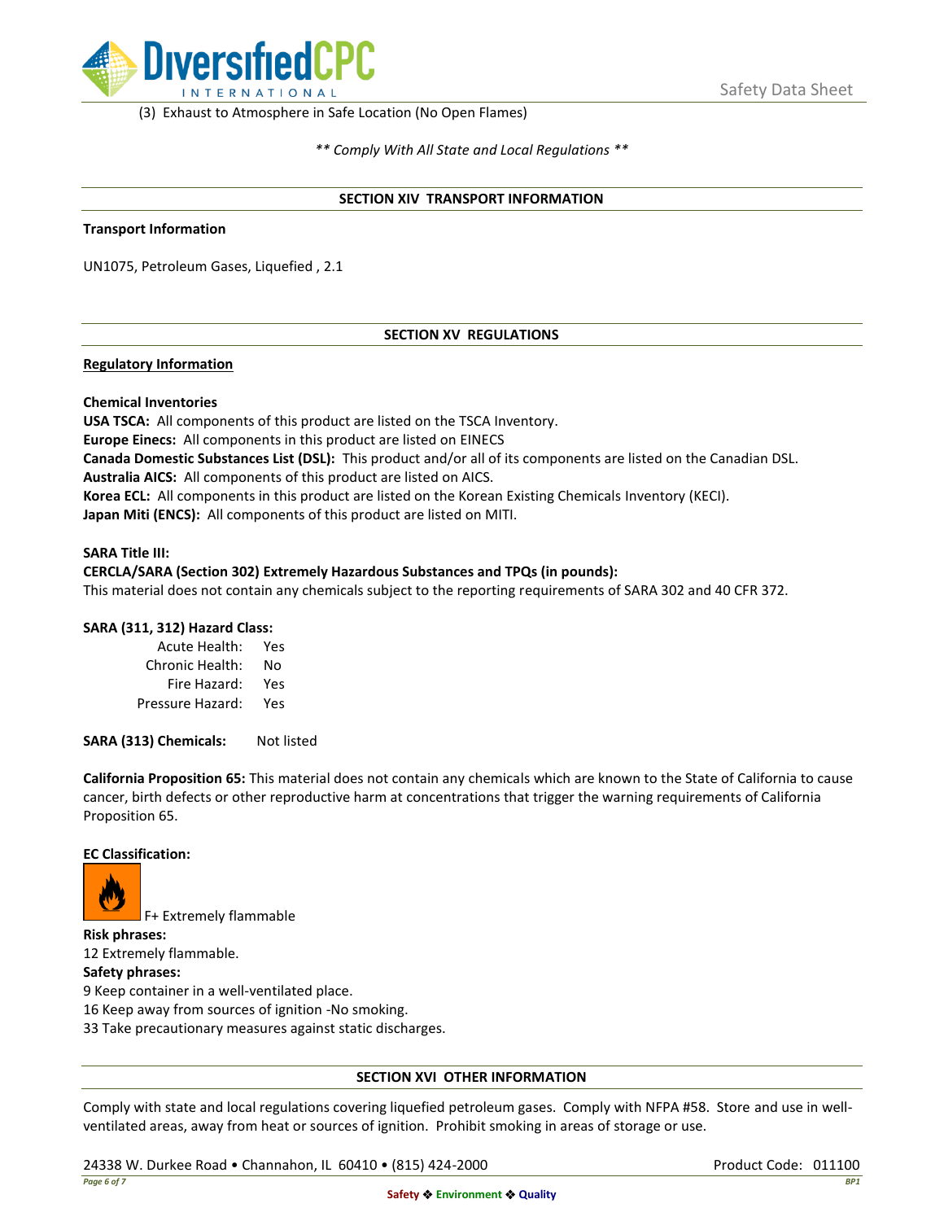(3) Exhaust to Atmosphere in Safe Location (No Open Flames)

*** Comply With All State and Local Regulations ***

## SECTION XIV TRANSPORT INFORMATION

**Transport Information**

UN1075, Petroleum Gases, Liquefied , 2.1

## SECTION XV REGULATIONS

**Regulatory Information**

**Chemical Inventories**

**USA TSCA:** All components of this product are listed on the TSCA Inventory.
**Europe Einecs:** All components in this product are listed on EINECS
**Canada Domestic Substances List (DSL):** This product and/or all of its components are listed on the Canadian DSL.
**Australia AICS:** All components of this product are listed on AICS.
**Korea ECL:** All components in this product are listed on the Korean Existing Chemicals Inventory (KECI).
**Japan Miti (ENCS):** All components of this product are listed on MITI.

**SARA Title III:**
**CERCLA/SARA (Section 302) Extremely Hazardous Substances and TPQs (in pounds):**
This material does not contain any chemicals subject to the reporting requirements of SARA 302 and 40 CFR 372.

**SARA (311, 312) Hazard Class:**

| | |
|---|---|
| Acute Health: | Yes |
| Chronic Health: | No |
| Fire Hazard: | Yes |
| Pressure Hazard: | Yes |

**SARA (313) Chemicals:** Not listed

**California Proposition 65:** This material does not contain any chemicals which are known to the State of California to cause cancer, birth defects or other reproductive harm at concentrations that trigger the warning requirements of California Proposition 65.

**EC Classification:**

F+ Extremely flammable

**Risk phrases:**
12 Extremely flammable.
**Safety phrases:**
9 Keep container in a well-ventilated place.
16 Keep away from sources of ignition -No smoking.
33 Take precautionary measures against static discharges.

## SECTION XVI OTHER INFORMATION

Comply with state and local regulations covering liquefied petroleum gases. Comply with NFPA #58. Store and use in well-ventilated areas, away from heat or sources of ignition. Prohibit smoking in areas of storage or use.

24338 W. Durkee Road • Channahon, IL 60410 • (815) 424-2000 Product Code: 011100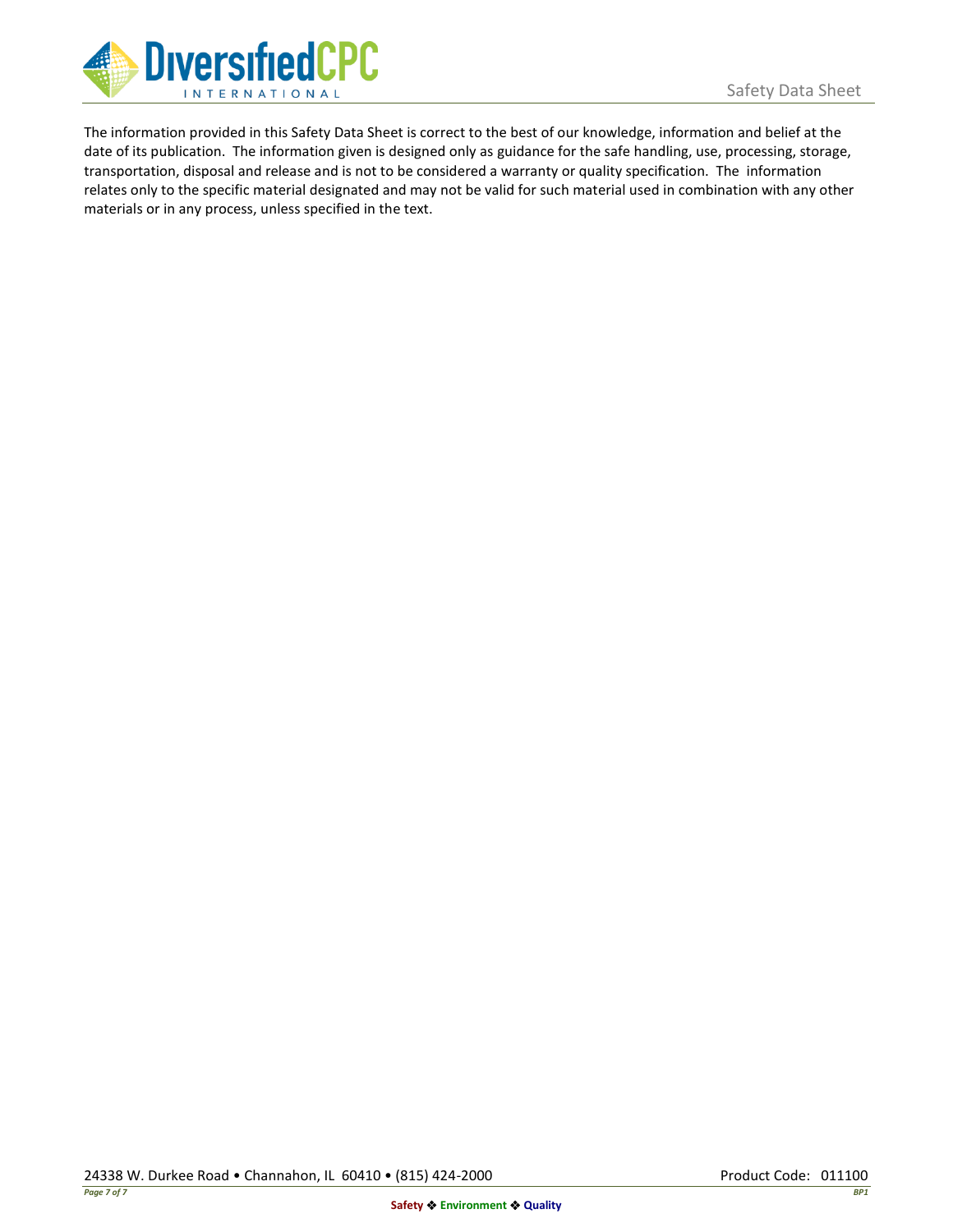The information provided in this Safety Data Sheet is correct to the best of our knowledge, information and belief at the date of its publication. The information given is designed only as guidance for the safe handling, use, processing, storage, transportation, disposal and release and is not to be considered a warranty or quality specification. The information relates only to the specific material designated and may not be valid for such material used in combination with any other materials or in any process, unless specified in the text.